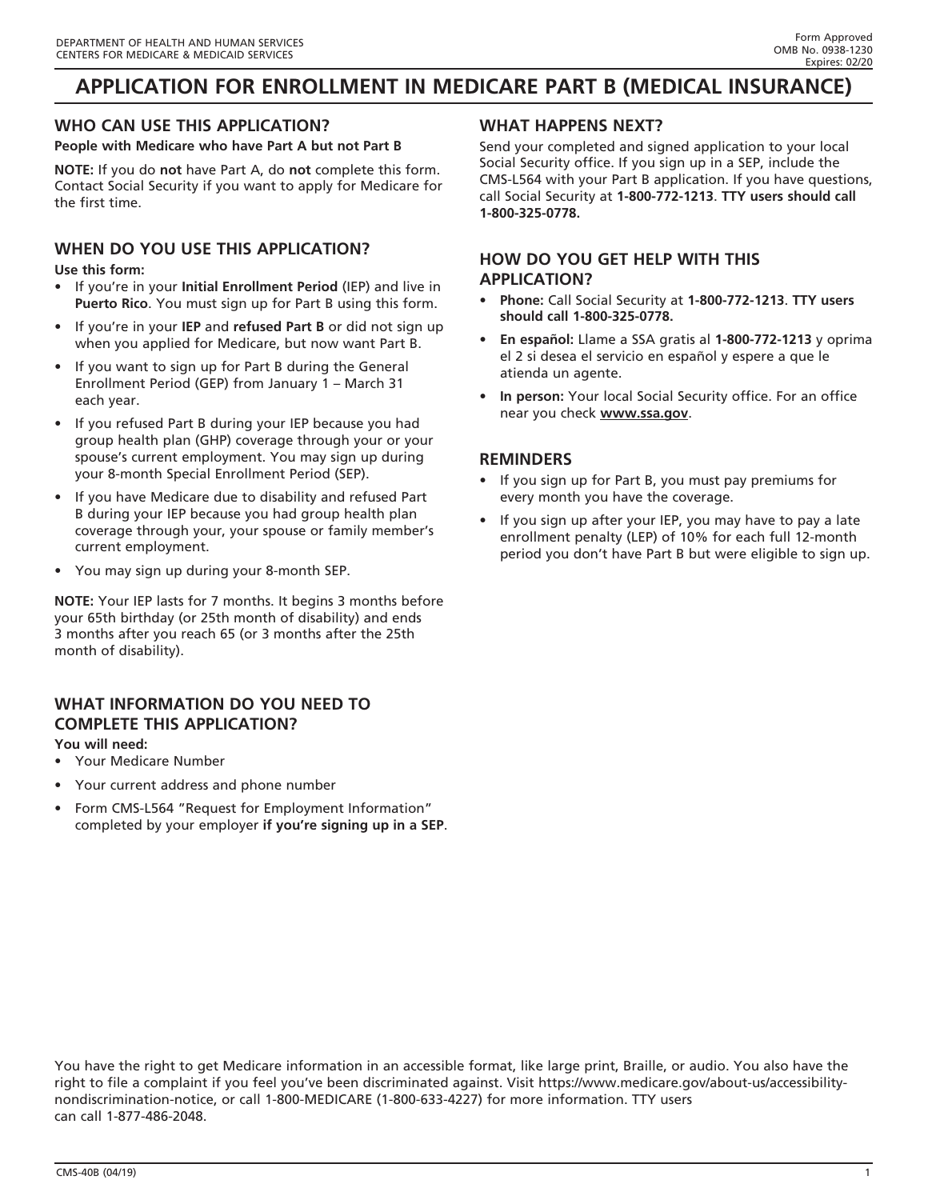DEPARTMENT OF HEALTH AND HUMAN SERVICES
CENTERS FOR MEDICARE & MEDICAID SERVICES

Form Approved
OMB No. 0938-1230
Expires: 02/20

# APPLICATION FOR ENROLLMENT IN MEDICARE PART B (MEDICAL INSURANCE)

## WHO CAN USE THIS APPLICATION?

**People with Medicare who have Part A but not Part B**

**NOTE:** If you do **not** have Part A, do **not** complete this form. Contact Social Security if you want to apply for Medicare for the first time.

## WHEN DO YOU USE THIS APPLICATION?

**Use this form:**

- If you're in your **Initial Enrollment Period** (IEP) and live in **Puerto Rico**. You must sign up for Part B using this form.
- If you're in your **IEP** and **refused Part B** or did not sign up when you applied for Medicare, but now want Part B.
- If you want to sign up for Part B during the General Enrollment Period (GEP) from January 1 – March 31 each year.
- If you refused Part B during your IEP because you had group health plan (GHP) coverage through your or your spouse's current employment. You may sign up during your 8-month Special Enrollment Period (SEP).
- If you have Medicare due to disability and refused Part B during your IEP because you had group health plan coverage through your, your spouse or family member's current employment.
- You may sign up during your 8-month SEP.

**NOTE:** Your IEP lasts for 7 months. It begins 3 months before your 65th birthday (or 25th month of disability) and ends 3 months after you reach 65 (or 3 months after the 25th month of disability).

## WHAT INFORMATION DO YOU NEED TO COMPLETE THIS APPLICATION?

**You will need:**

- Your Medicare Number
- Your current address and phone number
- Form CMS-L564 "Request for Employment Information" completed by your employer **if you're signing up in a SEP**.

## WHAT HAPPENS NEXT?

Send your completed and signed application to your local Social Security office. If you sign up in a SEP, include the CMS-L564 with your Part B application. If you have questions, call Social Security at **1-800-772-1213**. **TTY users should call 1-800-325-0778.**

## HOW DO YOU GET HELP WITH THIS APPLICATION?

- **Phone:** Call Social Security at **1-800-772-1213**. **TTY users should call 1-800-325-0778.**
- **En español:** Llame a SSA gratis al **1-800-772-1213** y oprima el 2 si desea el servicio en español y espere a que le atienda un agente.
- **In person:** Your local Social Security office. For an office near you check **www.ssa.gov**.

## REMINDERS

- If you sign up for Part B, you must pay premiums for every month you have the coverage.
- If you sign up after your IEP, you may have to pay a late enrollment penalty (LEP) of 10% for each full 12-month period you don't have Part B but were eligible to sign up.

You have the right to get Medicare information in an accessible format, like large print, Braille, or audio. You also have the right to file a complaint if you feel you've been discriminated against. Visit https://www.medicare.gov/about-us/accessibility-nondiscrimination-notice, or call 1-800-MEDICARE (1-800-633-4227) for more information. TTY users can call 1-877-486-2048.

CMS-40B (04/19)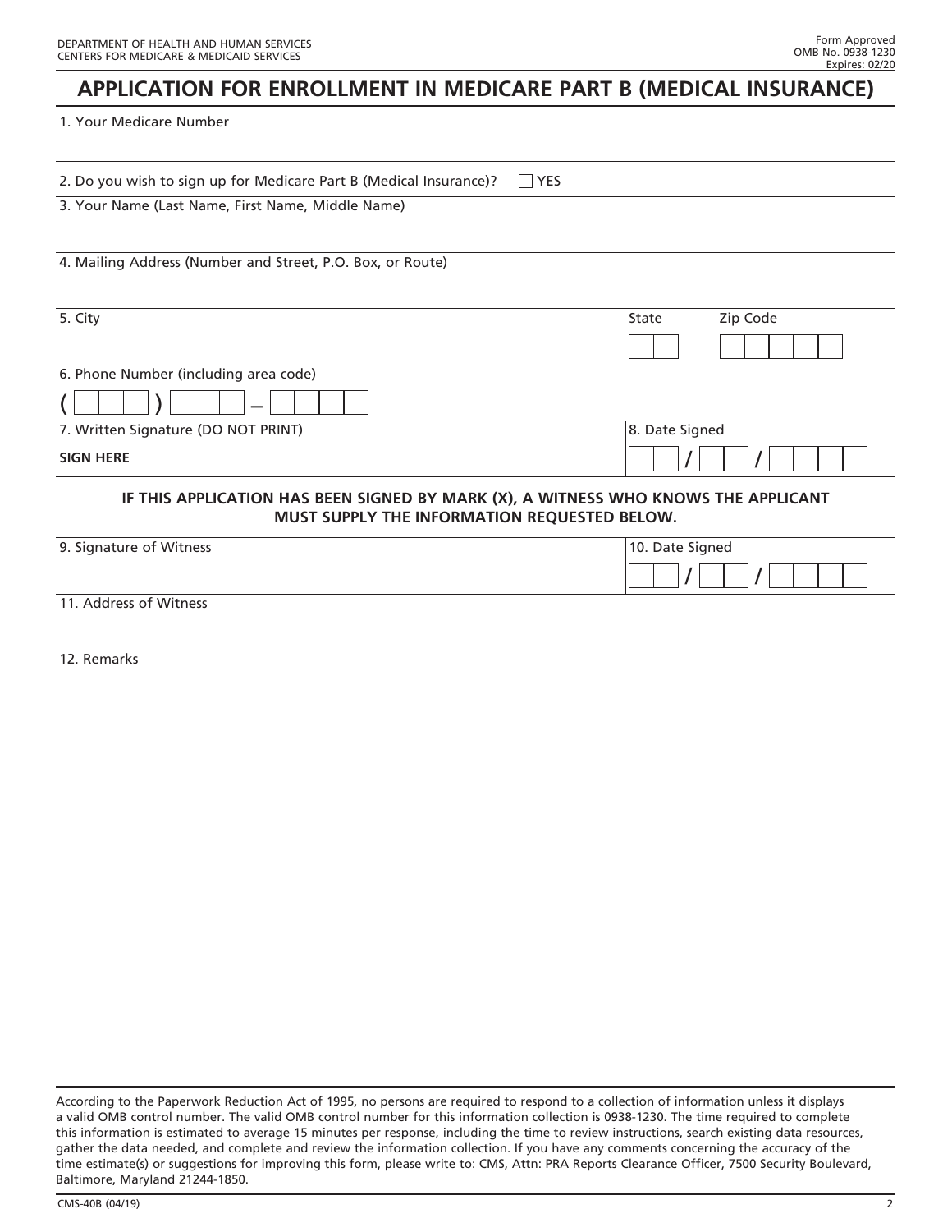DEPARTMENT OF HEALTH AND HUMAN SERVICES
CENTERS FOR MEDICARE & MEDICAID SERVICES

Form Approved
OMB No. 0938-1230
Expires: 02/20

# APPLICATION FOR ENROLLMENT IN MEDICARE PART B (MEDICAL INSURANCE)

1. Your Medicare Number

2. Do you wish to sign up for Medicare Part B (Medical Insurance)? ☐ YES

3. Your Name (Last Name, First Name, Middle Name)

4. Mailing Address (Number and Street, P.O. Box, or Route)

5. City | State | Zip Code

6. Phone Number (including area code)

( ) –

7. Written Signature (DO NOT PRINT)

**SIGN HERE**

8. Date Signed

/ /

**IF THIS APPLICATION HAS BEEN SIGNED BY MARK (X), A WITNESS WHO KNOWS THE APPLICANT MUST SUPPLY THE INFORMATION REQUESTED BELOW.**

9. Signature of Witness

10. Date Signed

/ /

11. Address of Witness

12. Remarks

According to the Paperwork Reduction Act of 1995, no persons are required to respond to a collection of information unless it displays a valid OMB control number. The valid OMB control number for this information collection is 0938-1230. The time required to complete this information is estimated to average 15 minutes per response, including the time to review instructions, search existing data resources, gather the data needed, and complete and review the information collection. If you have any comments concerning the accuracy of the time estimate(s) or suggestions for improving this form, please write to: CMS, Attn: PRA Reports Clearance Officer, 7500 Security Boulevard, Baltimore, Maryland 21244-1850.

CMS-40B (04/19)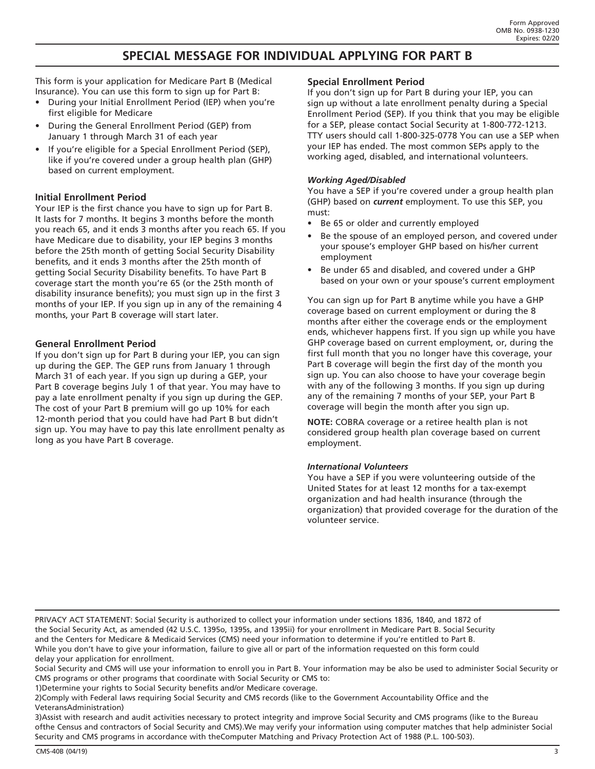Form Approved
OMB No. 0938-1230
Expires: 02/20

# SPECIAL MESSAGE FOR INDIVIDUAL APPLYING FOR PART B

This form is your application for Medicare Part B (Medical Insurance). You can use this form to sign up for Part B:

- During your Initial Enrollment Period (IEP) when you're first eligible for Medicare
- During the General Enrollment Period (GEP) from January 1 through March 31 of each year
- If you're eligible for a Special Enrollment Period (SEP), like if you're covered under a group health plan (GHP) based on current employment.

### Initial Enrollment Period

Your IEP is the first chance you have to sign up for Part B. It lasts for 7 months. It begins 3 months before the month you reach 65, and it ends 3 months after you reach 65. If you have Medicare due to disability, your IEP begins 3 months before the 25th month of getting Social Security Disability benefits, and it ends 3 months after the 25th month of getting Social Security Disability benefits. To have Part B coverage start the month you're 65 (or the 25th month of disability insurance benefits); you must sign up in the first 3 months of your IEP. If you sign up in any of the remaining 4 months, your Part B coverage will start later.

### General Enrollment Period

If you don't sign up for Part B during your IEP, you can sign up during the GEP. The GEP runs from January 1 through March 31 of each year. If you sign up during a GEP, your Part B coverage begins July 1 of that year. You may have to pay a late enrollment penalty if you sign up during the GEP. The cost of your Part B premium will go up 10% for each 12-month period that you could have had Part B but didn't sign up. You may have to pay this late enrollment penalty as long as you have Part B coverage.

### Special Enrollment Period

If you don't sign up for Part B during your IEP, you can sign up without a late enrollment penalty during a Special Enrollment Period (SEP). If you think that you may be eligible for a SEP, please contact Social Security at 1-800-772-1213. TTY users should call 1-800-325-0778 You can use a SEP when your IEP has ended. The most common SEPs apply to the working aged, disabled, and international volunteers.

#### *Working Aged/Disabled*

You have a SEP if you're covered under a group health plan (GHP) based on ***current*** employment. To use this SEP, you must:

- Be 65 or older and currently employed
- Be the spouse of an employed person, and covered under your spouse's employer GHP based on his/her current employment
- Be under 65 and disabled, and covered under a GHP based on your own or your spouse's current employment

You can sign up for Part B anytime while you have a GHP coverage based on current employment or during the 8 months after either the coverage ends or the employment ends, whichever happens first. If you sign up while you have GHP coverage based on current employment, or, during the first full month that you no longer have this coverage, your Part B coverage will begin the first day of the month you sign up. You can also choose to have your coverage begin with any of the following 3 months. If you sign up during any of the remaining 7 months of your SEP, your Part B coverage will begin the month after you sign up.

**NOTE:** COBRA coverage or a retiree health plan is not considered group health plan coverage based on current employment.

#### *International Volunteers*

You have a SEP if you were volunteering outside of the United States for at least 12 months for a tax-exempt organization and had health insurance (through the organization) that provided coverage for the duration of the volunteer service.

---

PRIVACY ACT STATEMENT: Social Security is authorized to collect your information under sections 1836, 1840, and 1872 of the Social Security Act, as amended (42 U.S.C. 1395o, 1395s, and 1395ii) for your enrollment in Medicare Part B. Social Security and the Centers for Medicare & Medicaid Services (CMS) need your information to determine if you're entitled to Part B. While you don't have to give your information, failure to give all or part of the information requested on this form could delay your application for enrollment.

Social Security and CMS will use your information to enroll you in Part B. Your information may be also be used to administer Social Security or CMS programs or other programs that coordinate with Social Security or CMS to:

1)Determine your rights to Social Security benefits and/or Medicare coverage.

2)Comply with Federal laws requiring Social Security and CMS records (like to the Government Accountability Office and the VeteransAdministration)

3)Assist with research and audit activities necessary to protect integrity and improve Social Security and CMS programs (like to the Bureau ofthe Census and contractors of Social Security and CMS).We may verify your information using computer matches that help administer Social Security and CMS programs in accordance with theComputer Matching and Privacy Protection Act of 1988 (P.L. 100-503).

CMS-40B (04/19)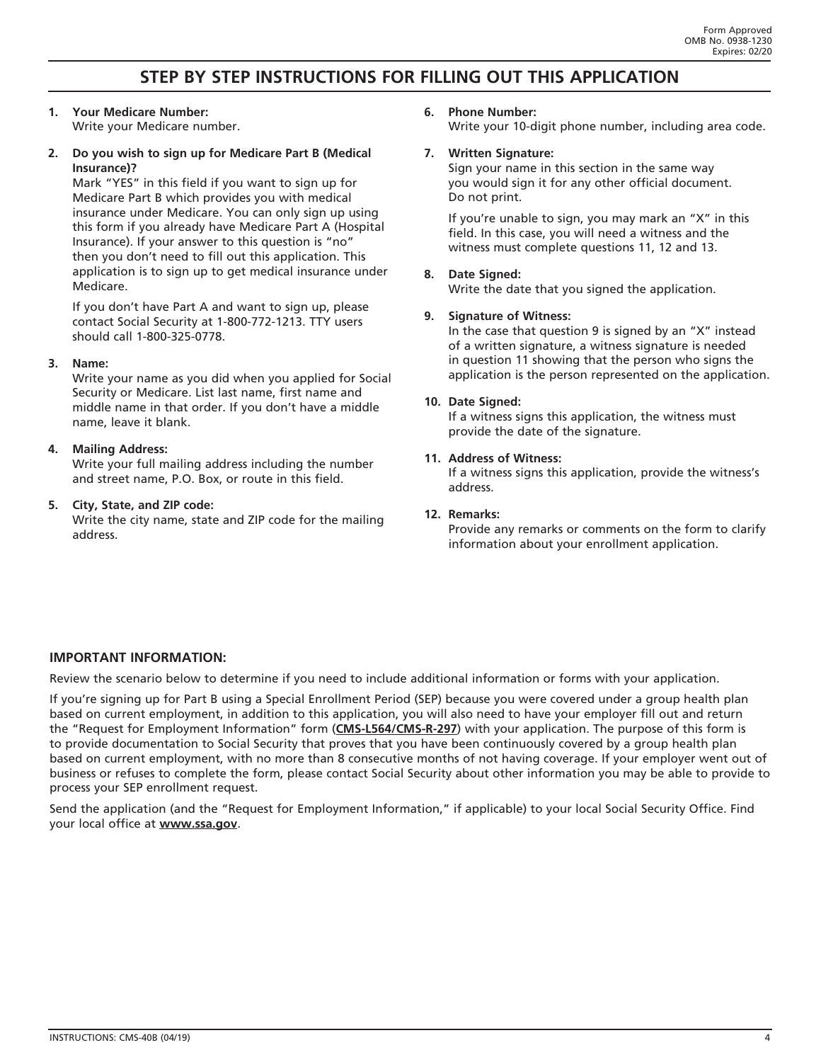Form Approved
OMB No. 0938-1230
Expires: 02/20

# STEP BY STEP INSTRUCTIONS FOR FILLING OUT THIS APPLICATION

1. **Your Medicare Number:**
   Write your Medicare number.

2. **Do you wish to sign up for Medicare Part B (Medical Insurance)?**
   Mark "YES" in this field if you want to sign up for Medicare Part B which provides you with medical insurance under Medicare. You can only sign up using this form if you already have Medicare Part A (Hospital Insurance). If your answer to this question is "no" then you don't need to fill out this application. This application is to sign up to get medical insurance under Medicare.

   If you don't have Part A and want to sign up, please contact Social Security at 1-800-772-1213. TTY users should call 1-800-325-0778.

3. **Name:**
   Write your name as you did when you applied for Social Security or Medicare. List last name, first name and middle name in that order. If you don't have a middle name, leave it blank.

4. **Mailing Address:**
   Write your full mailing address including the number and street name, P.O. Box, or route in this field.

5. **City, State, and ZIP code:**
   Write the city name, state and ZIP code for the mailing address.

6. **Phone Number:**
   Write your 10-digit phone number, including area code.

7. **Written Signature:**
   Sign your name in this section in the same way you would sign it for any other official document. Do not print.

   If you're unable to sign, you may mark an "X" in this field. In this case, you will need a witness and the witness must complete questions 11, 12 and 13.

8. **Date Signed:**
   Write the date that you signed the application.

9. **Signature of Witness:**
   In the case that question 9 is signed by an "X" instead of a written signature, a witness signature is needed in question 11 showing that the person who signs the application is the person represented on the application.

10. **Date Signed:**
    If a witness signs this application, the witness must provide the date of the signature.

11. **Address of Witness:**
    If a witness signs this application, provide the witness's address.

12. **Remarks:**
    Provide any remarks or comments on the form to clarify information about your enrollment application.

### IMPORTANT INFORMATION:

Review the scenario below to determine if you need to include additional information or forms with your application.

If you're signing up for Part B using a Special Enrollment Period (SEP) because you were covered under a group health plan based on current employment, in addition to this application, you will also need to have your employer fill out and return the "Request for Employment Information" form (**CMS-L564/CMS-R-297**) with your application. The purpose of this form is to provide documentation to Social Security that proves that you have been continuously covered by a group health plan based on current employment, with no more than 8 consecutive months of not having coverage. If your employer went out of business or refuses to complete the form, please contact Social Security about other information you may be able to provide to process your SEP enrollment request.

Send the application (and the "Request for Employment Information," if applicable) to your local Social Security Office. Find your local office at **www.ssa.gov**.

INSTRUCTIONS: CMS-40B (04/19)